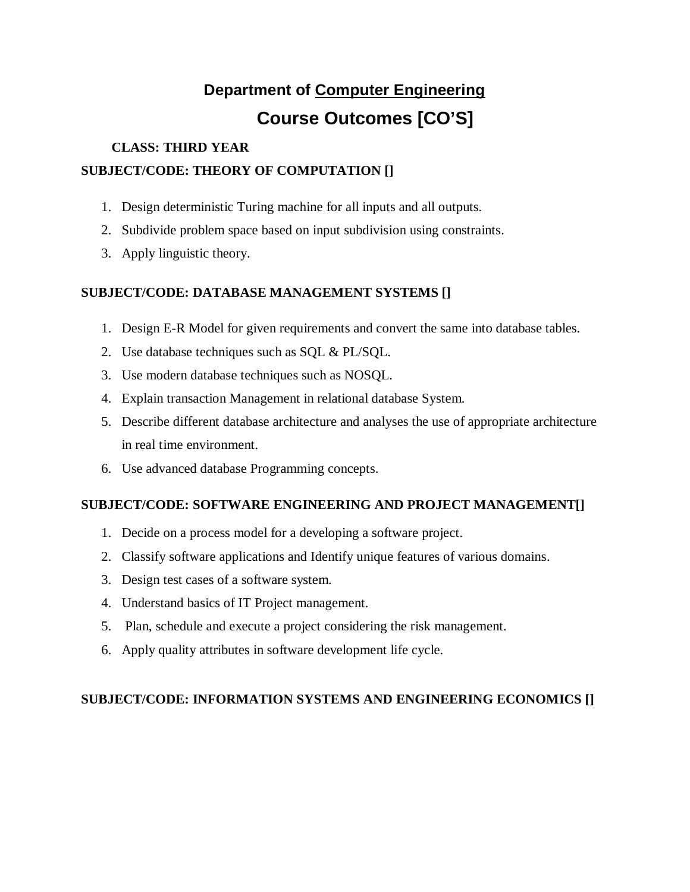# Department of Computer Engineering

## Course Outcomes [CO'S]

**CLASS: THIRD YEAR**

**SUBJECT/CODE: THEORY OF COMPUTATION []**

1. Design deterministic Turing machine for all inputs and all outputs.
2. Subdivide problem space based on input subdivision using constraints.
3. Apply linguistic theory.

**SUBJECT/CODE: DATABASE MANAGEMENT SYSTEMS []**

1. Design E-R Model for given requirements and convert the same into database tables.
2. Use database techniques such as SQL & PL/SQL.
3. Use modern database techniques such as NOSQL.
4. Explain transaction Management in relational database System.
5. Describe different database architecture and analyses the use of appropriate architecture in real time environment.
6. Use advanced database Programming concepts.

**SUBJECT/CODE: SOFTWARE ENGINEERING AND PROJECT MANAGEMENT[]**

1. Decide on a process model for a developing a software project.
2. Classify software applications and Identify unique features of various domains.
3. Design test cases of a software system.
4. Understand basics of IT Project management.
5. Plan, schedule and execute a project considering the risk management.
6. Apply quality attributes in software development life cycle.

**SUBJECT/CODE: INFORMATION SYSTEMS AND ENGINEERING ECONOMICS []**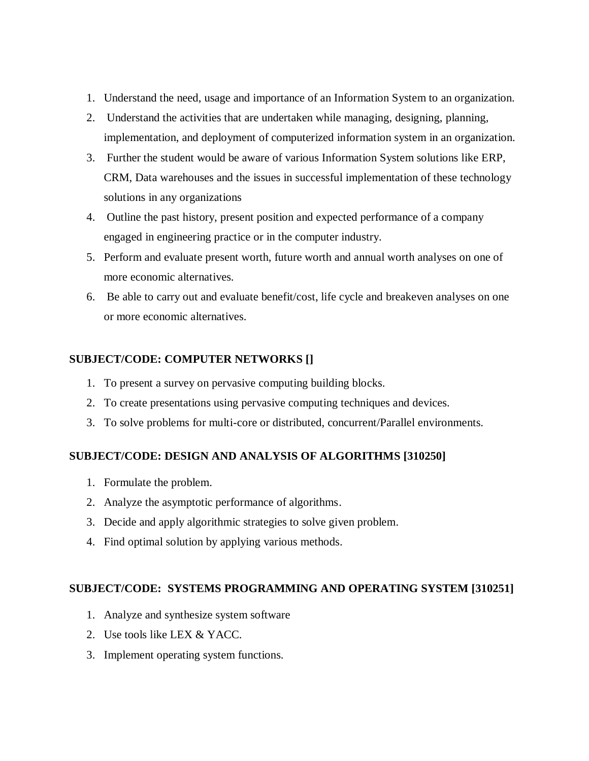1. Understand the need, usage and importance of an Information System to an organization.
2. Understand the activities that are undertaken while managing, designing, planning, implementation, and deployment of computerized information system in an organization.
3. Further the student would be aware of various Information System solutions like ERP, CRM, Data warehouses and the issues in successful implementation of these technology solutions in any organizations
4. Outline the past history, present position and expected performance of a company engaged in engineering practice or in the computer industry.
5. Perform and evaluate present worth, future worth and annual worth analyses on one of more economic alternatives.
6. Be able to carry out and evaluate benefit/cost, life cycle and breakeven analyses on one or more economic alternatives.

**SUBJECT/CODE: COMPUTER NETWORKS []**

1. To present a survey on pervasive computing building blocks.
2. To create presentations using pervasive computing techniques and devices.
3. To solve problems for multi-core or distributed, concurrent/Parallel environments.

**SUBJECT/CODE: DESIGN AND ANALYSIS OF ALGORITHMS [310250]**

1. Formulate the problem.
2. Analyze the asymptotic performance of algorithms.
3. Decide and apply algorithmic strategies to solve given problem.
4. Find optimal solution by applying various methods.

**SUBJECT/CODE: SYSTEMS PROGRAMMING AND OPERATING SYSTEM [310251]**

1. Analyze and synthesize system software
2. Use tools like LEX & YACC.
3. Implement operating system functions.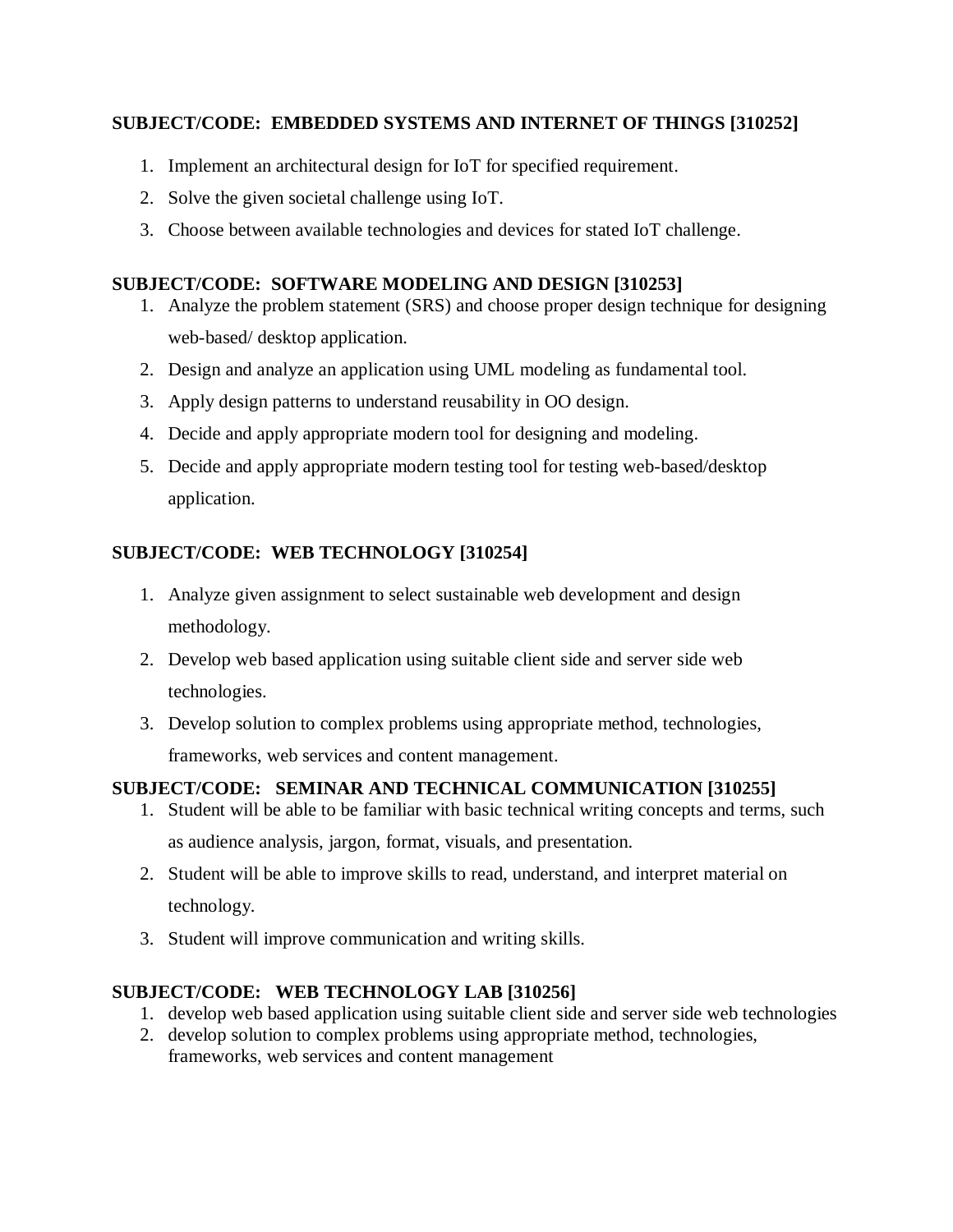**SUBJECT/CODE: EMBEDDED SYSTEMS AND INTERNET OF THINGS [310252]**

1. Implement an architectural design for IoT for specified requirement.
2. Solve the given societal challenge using IoT.
3. Choose between available technologies and devices for stated IoT challenge.

**SUBJECT/CODE: SOFTWARE MODELING AND DESIGN [310253]**

1. Analyze the problem statement (SRS) and choose proper design technique for designing web-based/ desktop application.
2. Design and analyze an application using UML modeling as fundamental tool.
3. Apply design patterns to understand reusability in OO design.
4. Decide and apply appropriate modern tool for designing and modeling.
5. Decide and apply appropriate modern testing tool for testing web-based/desktop application.

**SUBJECT/CODE: WEB TECHNOLOGY [310254]**

1. Analyze given assignment to select sustainable web development and design methodology.
2. Develop web based application using suitable client side and server side web technologies.
3. Develop solution to complex problems using appropriate method, technologies, frameworks, web services and content management.

**SUBJECT/CODE: SEMINAR AND TECHNICAL COMMUNICATION [310255]**

1. Student will be able to be familiar with basic technical writing concepts and terms, such as audience analysis, jargon, format, visuals, and presentation.
2. Student will be able to improve skills to read, understand, and interpret material on technology.
3. Student will improve communication and writing skills.

**SUBJECT/CODE: WEB TECHNOLOGY LAB [310256]**

1. develop web based application using suitable client side and server side web technologies
2. develop solution to complex problems using appropriate method, technologies, frameworks, web services and content management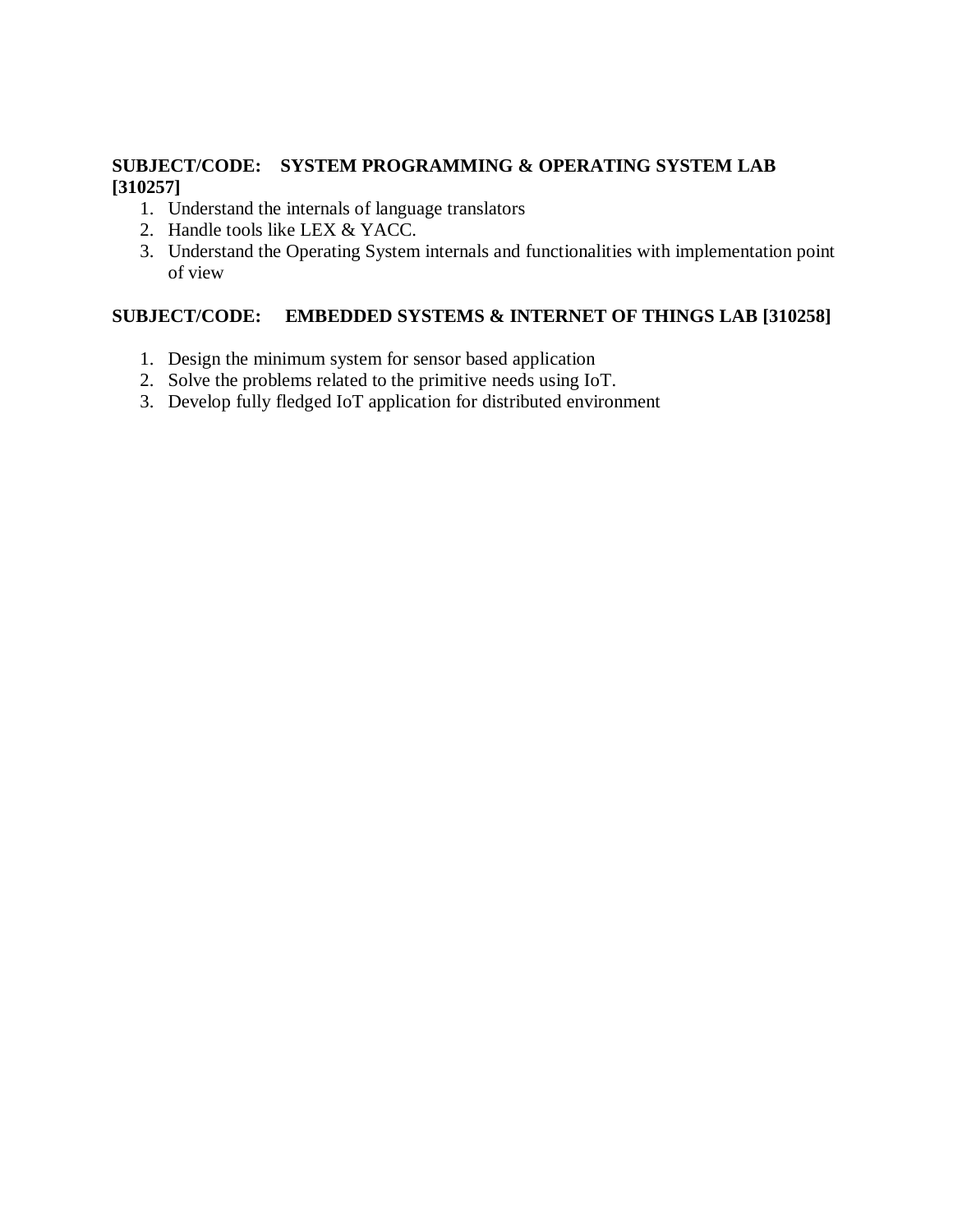**SUBJECT/CODE: SYSTEM PROGRAMMING & OPERATING SYSTEM LAB [310257]**

1. Understand the internals of language translators
2. Handle tools like LEX & YACC.
3. Understand the Operating System internals and functionalities with implementation point of view

**SUBJECT/CODE: EMBEDDED SYSTEMS & INTERNET OF THINGS LAB [310258]**

1. Design the minimum system for sensor based application
2. Solve the problems related to the primitive needs using IoT.
3. Develop fully fledged IoT application for distributed environment